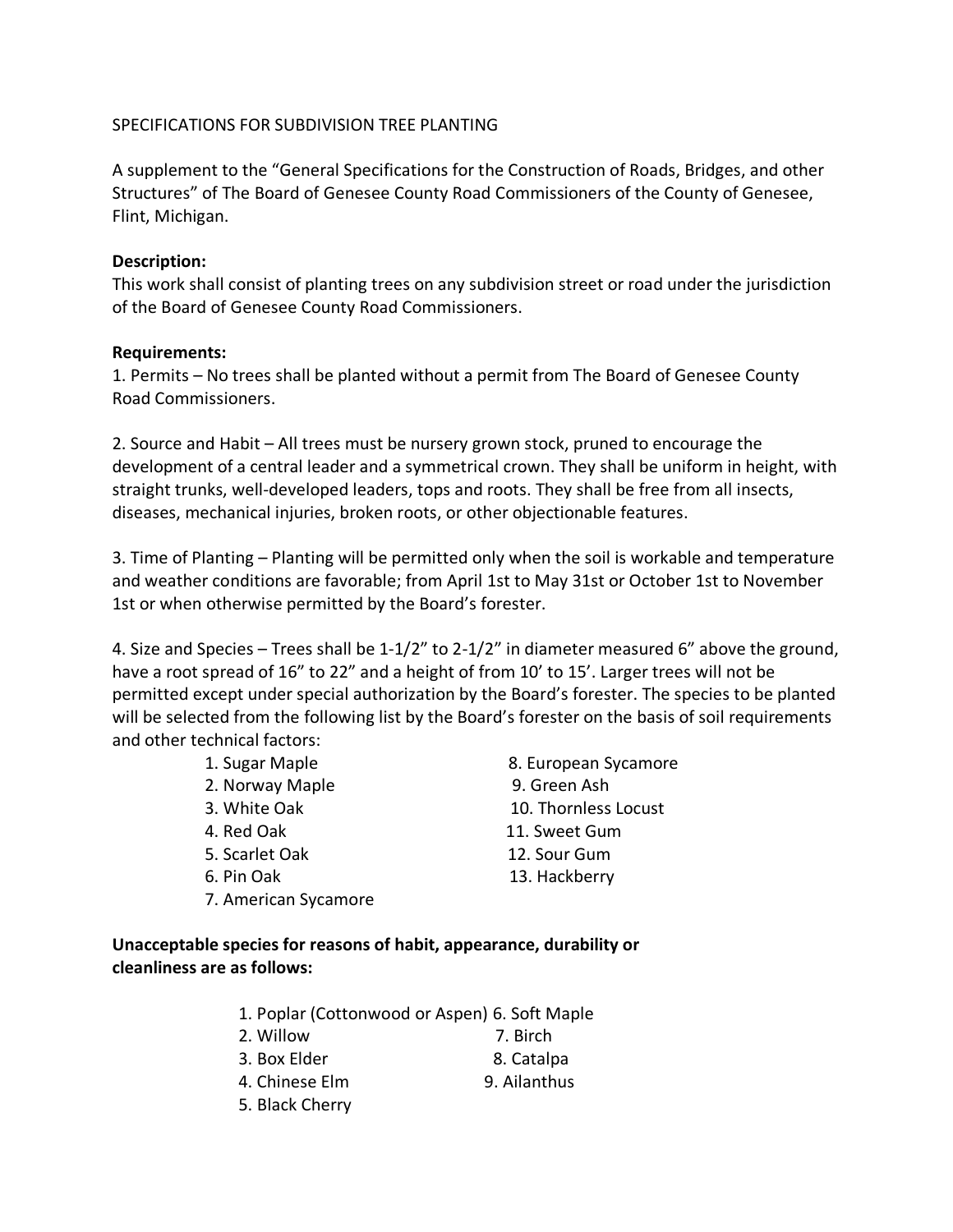# SPECIFICATIONS FOR SUBDIVISION TREE PLANTING

A supplement to the "General Specifications for the Construction of Roads, Bridges, and other Structures" of The Board of Genesee County Road Commissioners of the County of Genesee, Flint, Michigan.

**Description:**

This work shall consist of planting trees on any subdivision street or road under the jurisdiction of the Board of Genesee County Road Commissioners.

**Requirements:**

1. Permits – No trees shall be planted without a permit from The Board of Genesee County Road Commissioners.

2. Source and Habit – All trees must be nursery grown stock, pruned to encourage the development of a central leader and a symmetrical crown. They shall be uniform in height, with straight trunks, well-developed leaders, tops and roots. They shall be free from all insects, diseases, mechanical injuries, broken roots, or other objectionable features.

3. Time of Planting – Planting will be permitted only when the soil is workable and temperature and weather conditions are favorable; from April 1st to May 31st or October 1st to November 1st or when otherwise permitted by the Board's forester.

4. Size and Species – Trees shall be 1-1/2" to 2-1/2" in diameter measured 6" above the ground, have a root spread of 16" to 22" and a height of from 10' to 15'. Larger trees will not be permitted except under special authorization by the Board's forester. The species to be planted will be selected from the following list by the Board's forester on the basis of soil requirements and other technical factors:

    1. Sugar Maple
    2. Norway Maple
    3. White Oak
    4. Red Oak
    5. Scarlet Oak
    6. Pin Oak
    7. American Sycamore
    8. European Sycamore
    9. Green Ash
    10. Thornless Locust
    11. Sweet Gum
    12. Sour Gum
    13. Hackberry

**Unacceptable species for reasons of habit, appearance, durability or cleanliness are as follows:**

1. Poplar (Cottonwood or Aspen)
2. Willow
3. Box Elder
4. Chinese Elm
5. Black Cherry
6. Soft Maple
7. Birch
8. Catalpa
9. Ailanthus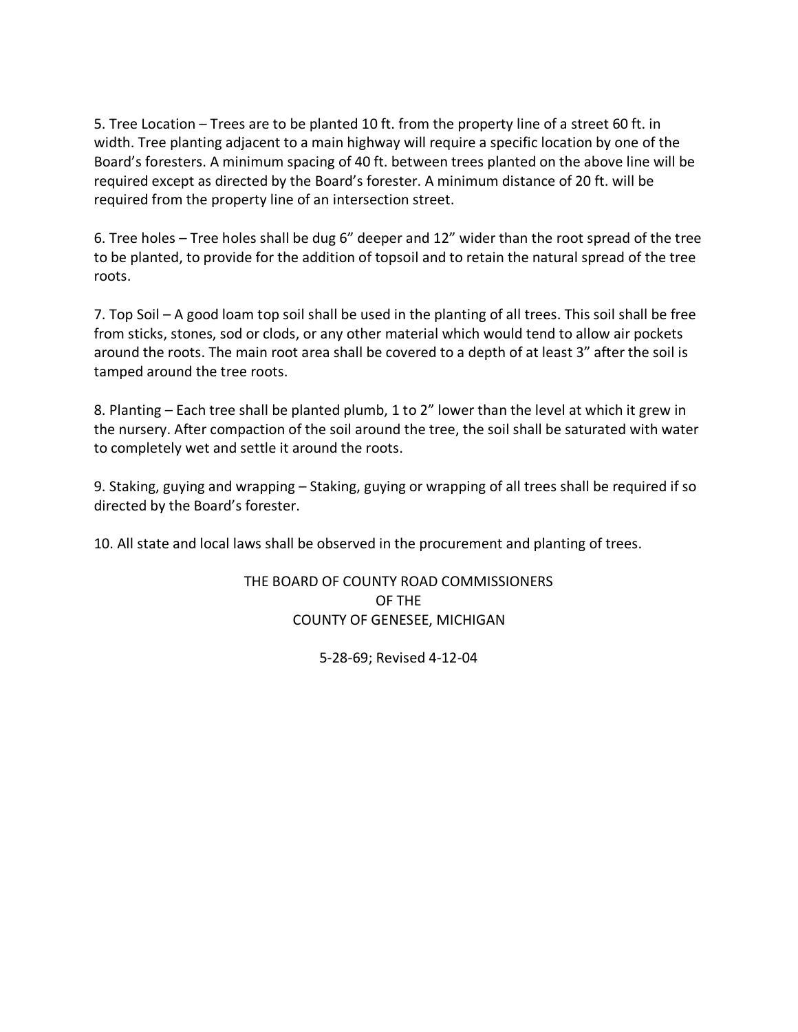5. Tree Location – Trees are to be planted 10 ft. from the property line of a street 60 ft. in width. Tree planting adjacent to a main highway will require a specific location by one of the Board's foresters. A minimum spacing of 40 ft. between trees planted on the above line will be required except as directed by the Board's forester. A minimum distance of 20 ft. will be required from the property line of an intersection street.

6. Tree holes – Tree holes shall be dug 6" deeper and 12" wider than the root spread of the tree to be planted, to provide for the addition of topsoil and to retain the natural spread of the tree roots.

7. Top Soil – A good loam top soil shall be used in the planting of all trees. This soil shall be free from sticks, stones, sod or clods, or any other material which would tend to allow air pockets around the roots. The main root area shall be covered to a depth of at least 3" after the soil is tamped around the tree roots.

8. Planting – Each tree shall be planted plumb, 1 to 2" lower than the level at which it grew in the nursery. After compaction of the soil around the tree, the soil shall be saturated with water to completely wet and settle it around the roots.

9. Staking, guying and wrapping – Staking, guying or wrapping of all trees shall be required if so directed by the Board's forester.

10. All state and local laws shall be observed in the procurement and planting of trees.

THE BOARD OF COUNTY ROAD COMMISSIONERS
OF THE
COUNTY OF GENESEE, MICHIGAN

5-28-69; Revised 4-12-04